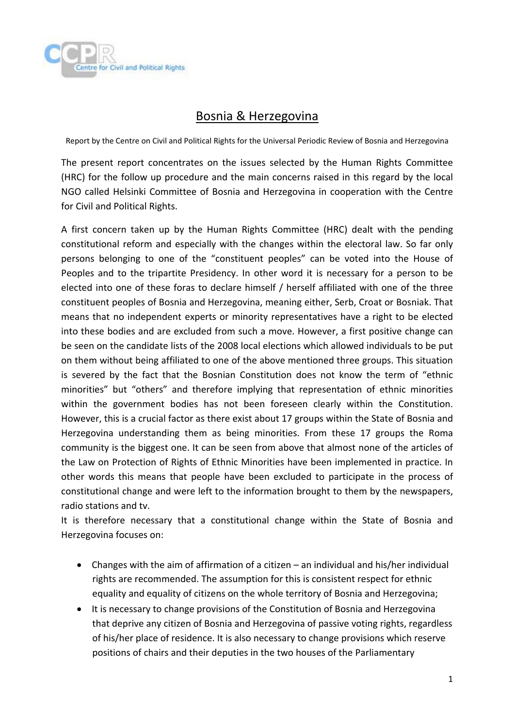# Bosnia & Herzegovina

Report by the Centre on Civil and Political Rights for the Universal Periodic Review of Bosnia and Herzegovina

The present report concentrates on the issues selected by the Human Rights Committee (HRC) for the follow up procedure and the main concerns raised in this regard by the local NGO called Helsinki Committee of Bosnia and Herzegovina in cooperation with the Centre for Civil and Political Rights.

A first concern taken up by the Human Rights Committee (HRC) dealt with the pending constitutional reform and especially with the changes within the electoral law. So far only persons belonging to one of the "constituent peoples" can be voted into the House of Peoples and to the tripartite Presidency. In other word it is necessary for a person to be elected into one of these foras to declare himself / herself affiliated with one of the three constituent peoples of Bosnia and Herzegovina, meaning either, Serb, Croat or Bosniak. That means that no independent experts or minority representatives have a right to be elected into these bodies and are excluded from such a move. However, a first positive change can be seen on the candidate lists of the 2008 local elections which allowed individuals to be put on them without being affiliated to one of the above mentioned three groups. This situation is severed by the fact that the Bosnian Constitution does not know the term of "ethnic minorities" but "others" and therefore implying that representation of ethnic minorities within the government bodies has not been foreseen clearly within the Constitution. However, this is a crucial factor as there exist about 17 groups within the State of Bosnia and Herzegovina understanding them as being minorities. From these 17 groups the Roma community is the biggest one. It can be seen from above that almost none of the articles of the Law on Protection of Rights of Ethnic Minorities have been implemented in practice. In other words this means that people have been excluded to participate in the process of constitutional change and were left to the information brought to them by the newspapers, radio stations and tv.

It is therefore necessary that a constitutional change within the State of Bosnia and Herzegovina focuses on:

- Changes with the aim of affirmation of a citizen – an individual and his/her individual rights are recommended. The assumption for this is consistent respect for ethnic equality and equality of citizens on the whole territory of Bosnia and Herzegovina;
- It is necessary to change provisions of the Constitution of Bosnia and Herzegovina that deprive any citizen of Bosnia and Herzegovina of passive voting rights, regardless of his/her place of residence. It is also necessary to change provisions which reserve positions of chairs and their deputies in the two houses of the Parliamentary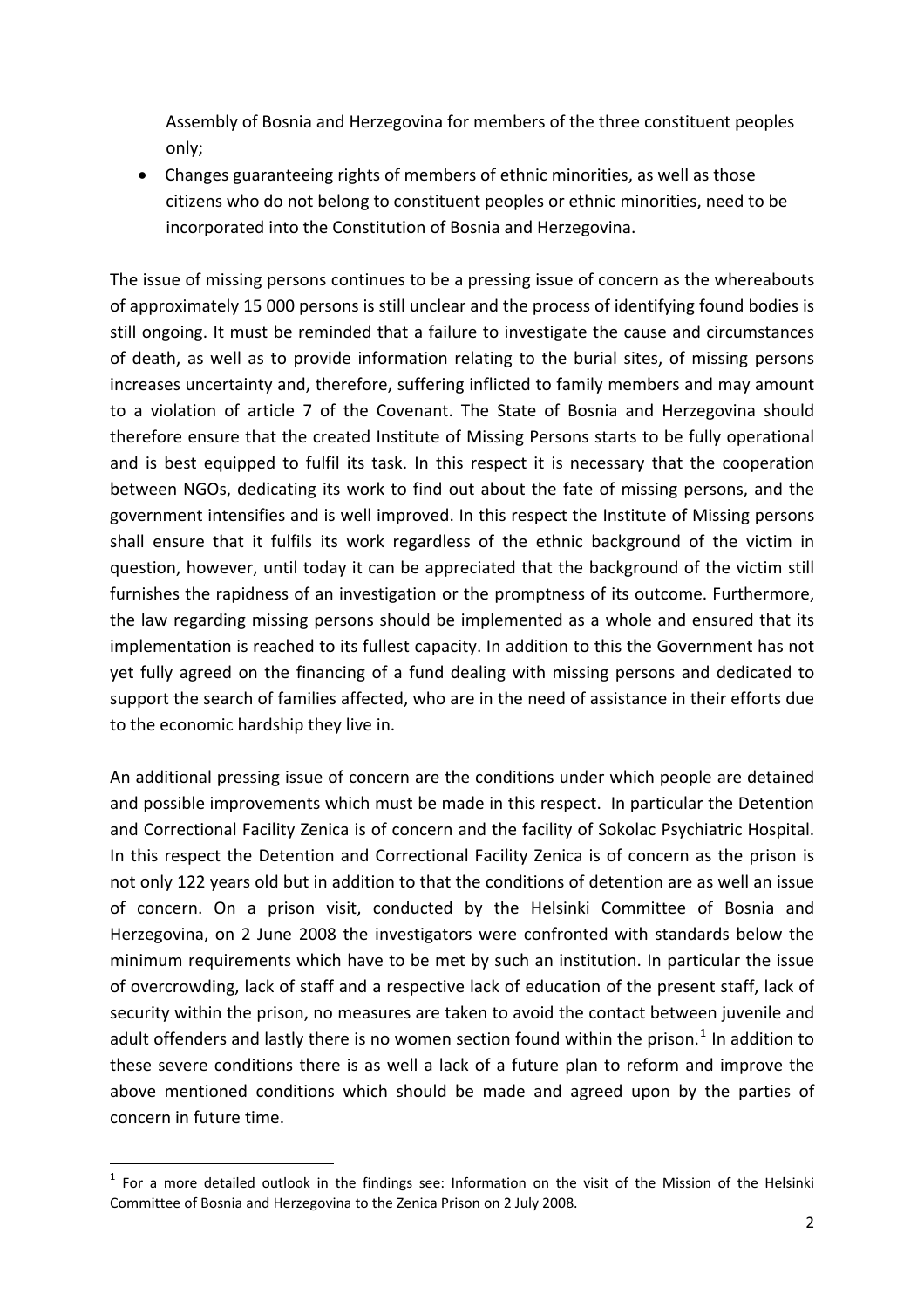Assembly of Bosnia and Herzegovina for members of the three constituent peoples only;

- Changes guaranteeing rights of members of ethnic minorities, as well as those citizens who do not belong to constituent peoples or ethnic minorities, need to be incorporated into the Constitution of Bosnia and Herzegovina.

The issue of missing persons continues to be a pressing issue of concern as the whereabouts of approximately 15 000 persons is still unclear and the process of identifying found bodies is still ongoing. It must be reminded that a failure to investigate the cause and circumstances of death, as well as to provide information relating to the burial sites, of missing persons increases uncertainty and, therefore, suffering inflicted to family members and may amount to a violation of article 7 of the Covenant. The State of Bosnia and Herzegovina should therefore ensure that the created Institute of Missing Persons starts to be fully operational and is best equipped to fulfil its task. In this respect it is necessary that the cooperation between NGOs, dedicating its work to find out about the fate of missing persons, and the government intensifies and is well improved. In this respect the Institute of Missing persons shall ensure that it fulfils its work regardless of the ethnic background of the victim in question, however, until today it can be appreciated that the background of the victim still furnishes the rapidness of an investigation or the promptness of its outcome. Furthermore, the law regarding missing persons should be implemented as a whole and ensured that its implementation is reached to its fullest capacity. In addition to this the Government has not yet fully agreed on the financing of a fund dealing with missing persons and dedicated to support the search of families affected, who are in the need of assistance in their efforts due to the economic hardship they live in.

An additional pressing issue of concern are the conditions under which people are detained and possible improvements which must be made in this respect. In particular the Detention and Correctional Facility Zenica is of concern and the facility of Sokolac Psychiatric Hospital. In this respect the Detention and Correctional Facility Zenica is of concern as the prison is not only 122 years old but in addition to that the conditions of detention are as well an issue of concern. On a prison visit, conducted by the Helsinki Committee of Bosnia and Herzegovina, on 2 June 2008 the investigators were confronted with standards below the minimum requirements which have to be met by such an institution. In particular the issue of overcrowding, lack of staff and a respective lack of education of the present staff, lack of security within the prison, no measures are taken to avoid the contact between juvenile and adult offenders and lastly there is no women section found within the prison.[1] In addition to these severe conditions there is as well a lack of a future plan to reform and improve the above mentioned conditions which should be made and agreed upon by the parties of concern in future time.

[1] For a more detailed outlook in the findings see: Information on the visit of the Mission of the Helsinki Committee of Bosnia and Herzegovina to the Zenica Prison on 2 July 2008.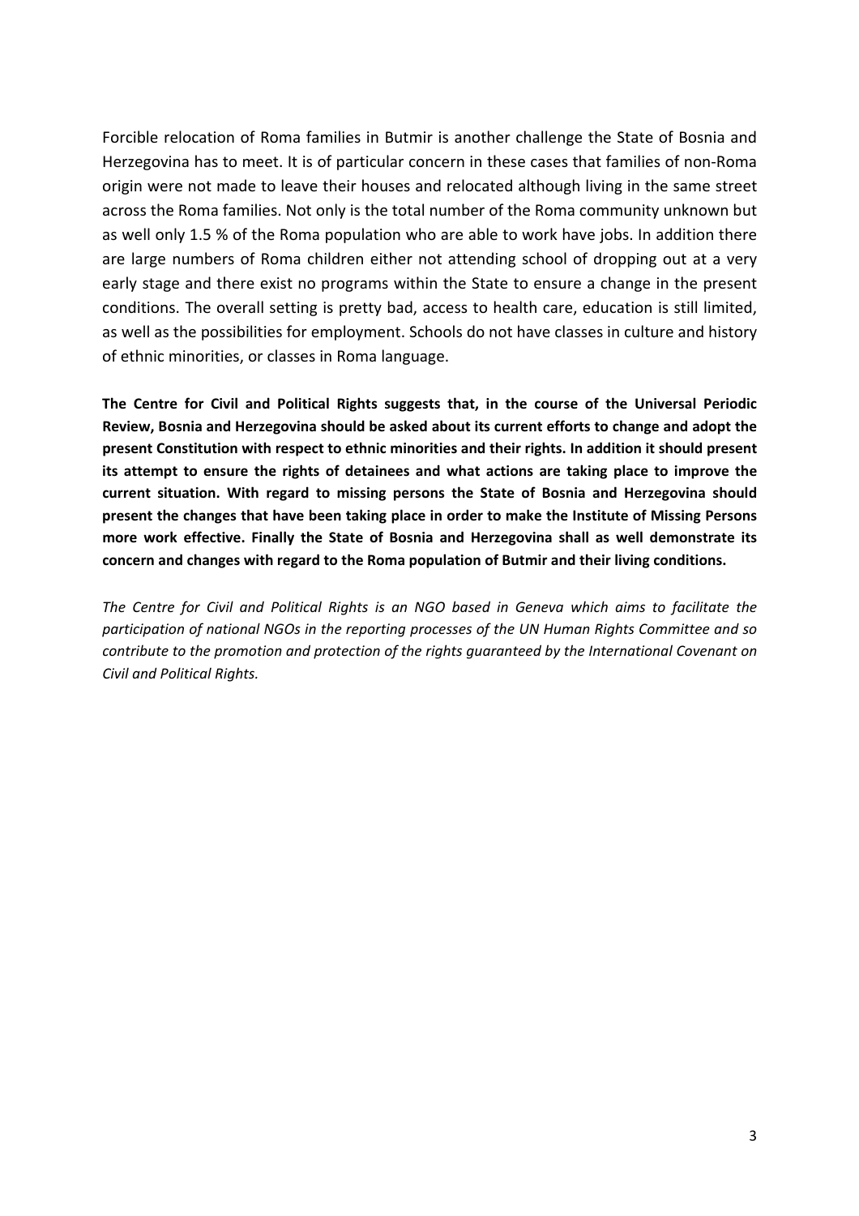Forcible relocation of Roma families in Butmir is another challenge the State of Bosnia and Herzegovina has to meet. It is of particular concern in these cases that families of non-Roma origin were not made to leave their houses and relocated although living in the same street across the Roma families. Not only is the total number of the Roma community unknown but as well only 1.5 % of the Roma population who are able to work have jobs. In addition there are large numbers of Roma children either not attending school of dropping out at a very early stage and there exist no programs within the State to ensure a change in the present conditions. The overall setting is pretty bad, access to health care, education is still limited, as well as the possibilities for employment. Schools do not have classes in culture and history of ethnic minorities, or classes in Roma language.

**The Centre for Civil and Political Rights suggests that, in the course of the Universal Periodic Review, Bosnia and Herzegovina should be asked about its current efforts to change and adopt the present Constitution with respect to ethnic minorities and their rights. In addition it should present its attempt to ensure the rights of detainees and what actions are taking place to improve the current situation. With regard to missing persons the State of Bosnia and Herzegovina should present the changes that have been taking place in order to make the Institute of Missing Persons more work effective. Finally the State of Bosnia and Herzegovina shall as well demonstrate its concern and changes with regard to the Roma population of Butmir and their living conditions.**

*The Centre for Civil and Political Rights is an NGO based in Geneva which aims to facilitate the participation of national NGOs in the reporting processes of the UN Human Rights Committee and so contribute to the promotion and protection of the rights guaranteed by the International Covenant on Civil and Political Rights.*